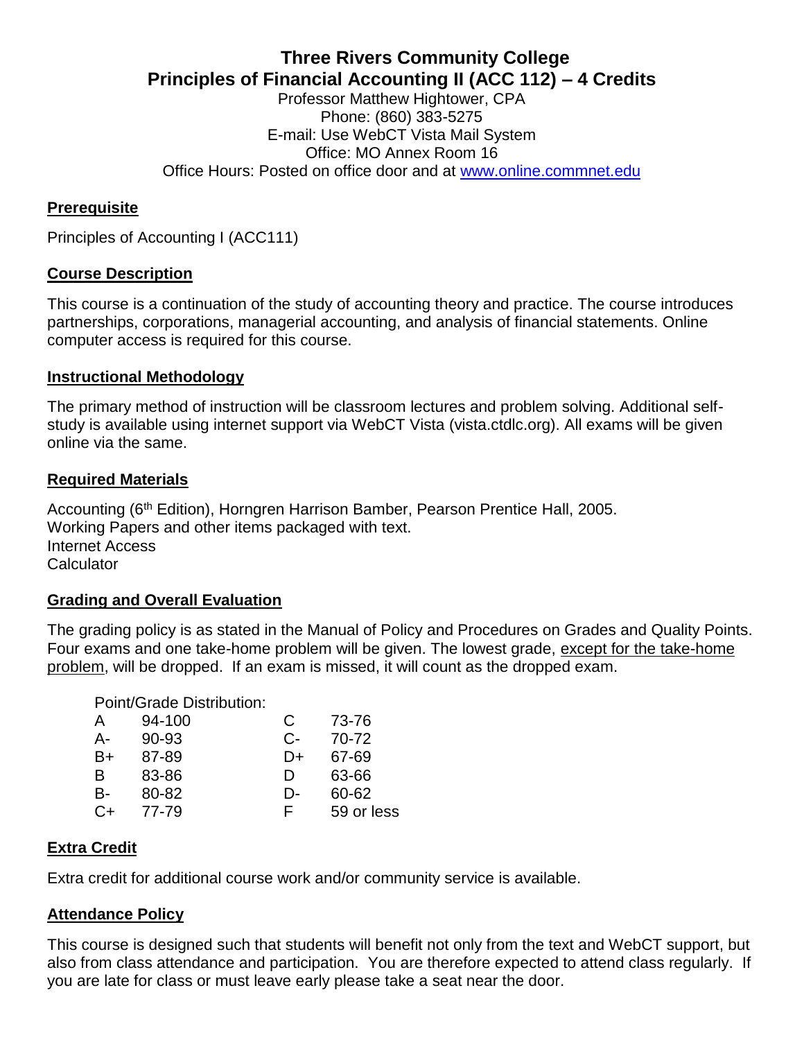# Three Rivers Community College
# Principles of Financial Accounting II (ACC 112) – 4 Credits

Professor Matthew Hightower, CPA
Phone: (860) 383-5275
E-mail: Use WebCT Vista Mail System
Office: MO Annex Room 16
Office Hours: Posted on office door and at www.online.commnet.edu

## Prerequisite

Principles of Accounting I (ACC111)

## Course Description

This course is a continuation of the study of accounting theory and practice. The course introduces partnerships, corporations, managerial accounting, and analysis of financial statements. Online computer access is required for this course.

## Instructional Methodology

The primary method of instruction will be classroom lectures and problem solving. Additional self-study is available using internet support via WebCT Vista (vista.ctdlc.org). All exams will be given online via the same.

## Required Materials

Accounting (6th Edition), Horngren Harrison Bamber, Pearson Prentice Hall, 2005.
Working Papers and other items packaged with text.
Internet Access
Calculator

## Grading and Overall Evaluation

The grading policy is as stated in the Manual of Policy and Procedures on Grades and Quality Points. Four exams and one take-home problem will be given. The lowest grade, except for the take-home problem, will be dropped. If an exam is missed, it will count as the dropped exam.

Point/Grade Distribution:

| Grade | Points | Grade | Points |
|---|---|---|---|
| A | 94-100 | C | 73-76 |
| A- | 90-93 | C- | 70-72 |
| B+ | 87-89 | D+ | 67-69 |
| B | 83-86 | D | 63-66 |
| B- | 80-82 | D- | 60-62 |
| C+ | 77-79 | F | 59 or less |

## Extra Credit

Extra credit for additional course work and/or community service is available.

## Attendance Policy

This course is designed such that students will benefit not only from the text and WebCT support, but also from class attendance and participation. You are therefore expected to attend class regularly. If you are late for class or must leave early please take a seat near the door.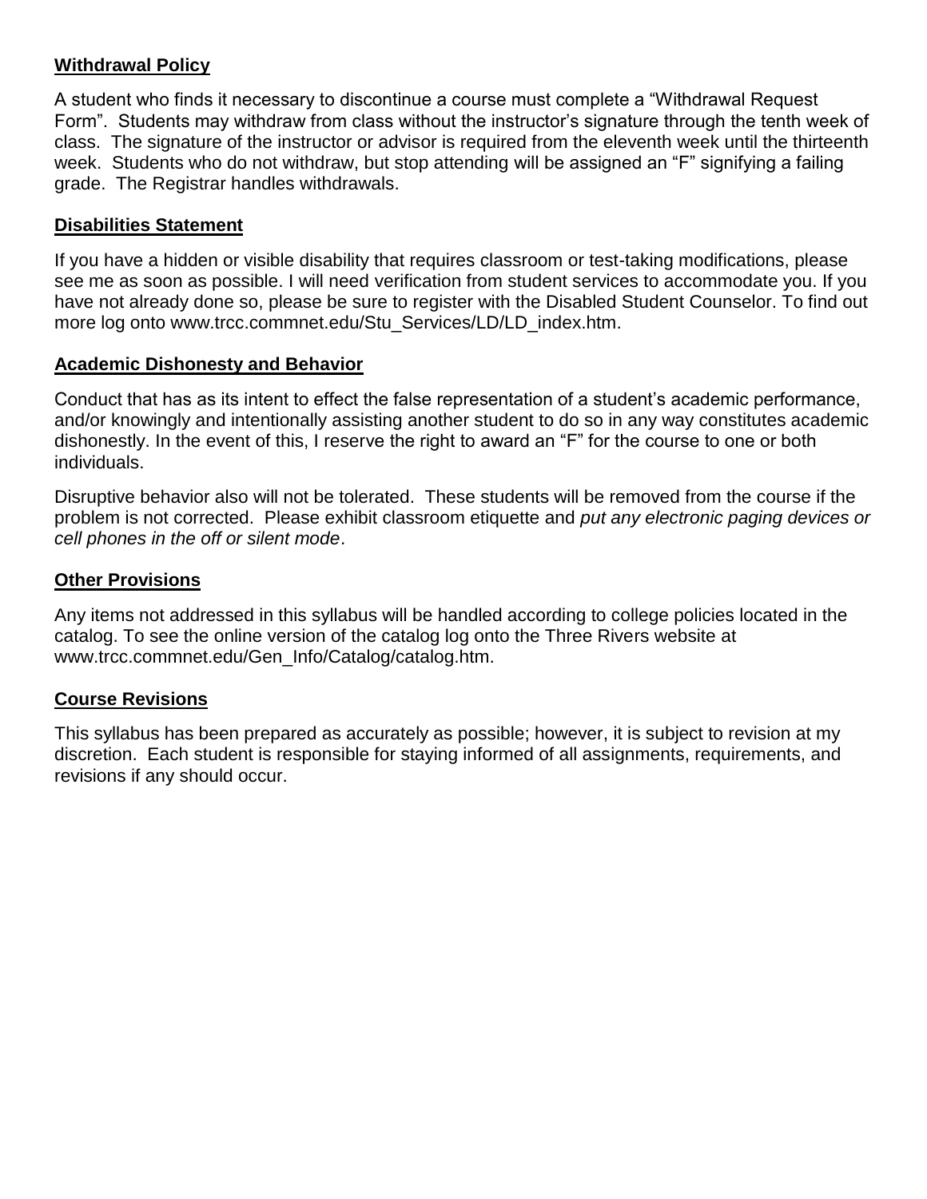## Withdrawal Policy

A student who finds it necessary to discontinue a course must complete a “Withdrawal Request Form”. Students may withdraw from class without the instructor’s signature through the tenth week of class. The signature of the instructor or advisor is required from the eleventh week until the thirteenth week. Students who do not withdraw, but stop attending will be assigned an “F” signifying a failing grade. The Registrar handles withdrawals.

## Disabilities Statement

If you have a hidden or visible disability that requires classroom or test-taking modifications, please see me as soon as possible. I will need verification from student services to accommodate you. If you have not already done so, please be sure to register with the Disabled Student Counselor. To find out more log onto www.trcc.commnet.edu/Stu_Services/LD/LD_index.htm.

## Academic Dishonesty and Behavior

Conduct that has as its intent to effect the false representation of a student’s academic performance, and/or knowingly and intentionally assisting another student to do so in any way constitutes academic dishonestly. In the event of this, I reserve the right to award an “F” for the course to one or both individuals.

Disruptive behavior also will not be tolerated. These students will be removed from the course if the problem is not corrected. Please exhibit classroom etiquette and *put any electronic paging devices or cell phones in the off or silent mode*.

## Other Provisions

Any items not addressed in this syllabus will be handled according to college policies located in the catalog. To see the online version of the catalog log onto the Three Rivers website at www.trcc.commnet.edu/Gen_Info/Catalog/catalog.htm.

## Course Revisions

This syllabus has been prepared as accurately as possible; however, it is subject to revision at my discretion. Each student is responsible for staying informed of all assignments, requirements, and revisions if any should occur.